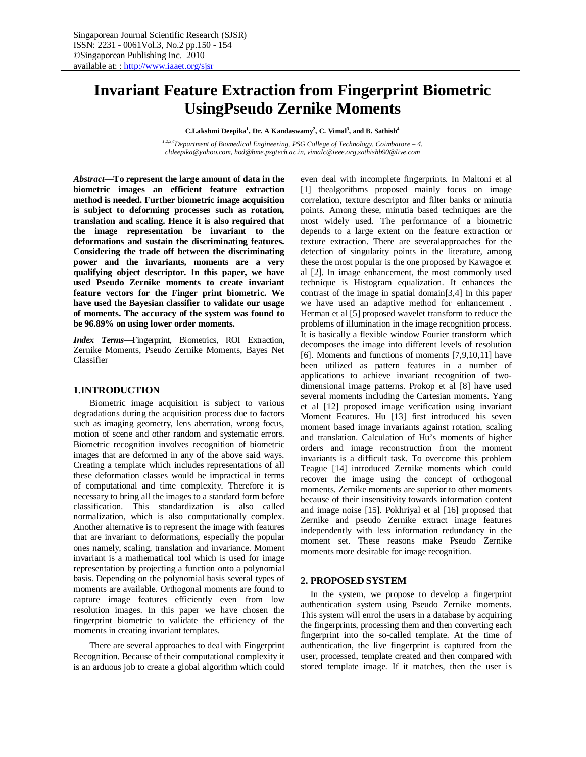# Invariant Feature Extraction from Fingerprint Biometric UsingPseudo Zernike Moments

**C.Lakshmi Deepika[1], Dr. A Kandaswamy[2], C. Vimal[3], and B. Sathish[4]**

*[1,2,3,4]Department of Biomedical Engineering, PSG College of Technology, Coimbatore – 4.*
cldeepika@yahoo.com, hod@bme.psgtech.ac.in, vimalc@ieee.org,sathishb90@live.com

***Abstract*—To represent the large amount of data in the biometric images an efficient feature extraction method is needed. Further biometric image acquisition is subject to deforming processes such as rotation, translation and scaling. Hence it is also required that the image representation be invariant to the deformations and sustain the discriminating features. Considering the trade off between the discriminating power and the invariants, moments are a very qualifying object descriptor. In this paper, we have used Pseudo Zernike moments to create invariant feature vectors for the Finger print biometric. We have used the Bayesian classifier to validate our usage of moments. The accuracy of the system was found to be 96.89% on using lower order moments.**

***Index Terms*—**Fingerprint, Biometrics, ROI Extraction, Zernike Moments, Pseudo Zernike Moments, Bayes Net Classifier

## 1.INTRODUCTION

Biometric image acquisition is subject to various degradations during the acquisition process due to factors such as imaging geometry, lens aberration, wrong focus, motion of scene and other random and systematic errors. Biometric recognition involves recognition of biometric images that are deformed in any of the above said ways. Creating a template which includes representations of all these deformation classes would be impractical in terms of computational and time complexity. Therefore it is necessary to bring all the images to a standard form before classification. This standardization is also called normalization, which is also computationally complex. Another alternative is to represent the image with features that are invariant to deformations, especially the popular ones namely, scaling, translation and invariance. Moment invariant is a mathematical tool which is used for image representation by projecting a function onto a polynomial basis. Depending on the polynomial basis several types of moments are available. Orthogonal moments are found to capture image features efficiently even from low resolution images. In this paper we have chosen the fingerprint biometric to validate the efficiency of the moments in creating invariant templates.

There are several approaches to deal with Fingerprint Recognition. Because of their computational complexity it is an arduous job to create a global algorithm which could even deal with incomplete fingerprints. In Maltoni et al [1] thealgorithms proposed mainly focus on image correlation, texture descriptor and filter banks or minutia points. Among these, minutia based techniques are the most widely used. The performance of a biometric depends to a large extent on the feature extraction or texture extraction. There are severalapproaches for the detection of singularity points in the literature, among these the most popular is the one proposed by Kawagoe et al [2]. In image enhancement, the most commonly used technique is Histogram equalization. It enhances the contrast of the image in spatial domain[3,4] In this paper we have used an adaptive method for enhancement . Herman et al [5] proposed wavelet transform to reduce the problems of illumination in the image recognition process. It is basically a flexible window Fourier transform which decomposes the image into different levels of resolution [6]. Moments and functions of moments [7,9,10,11] have been utilized as pattern features in a number of applications to achieve invariant recognition of two-dimensional image patterns. Prokop et al [8] have used several moments including the Cartesian moments. Yang et al [12] proposed image verification using invariant Moment Features. Hu [13] first introduced his seven moment based image invariants against rotation, scaling and translation. Calculation of Hu's moments of higher orders and image reconstruction from the moment invariants is a difficult task. To overcome this problem Teague [14] introduced Zernike moments which could recover the image using the concept of orthogonal moments. Zernike moments are superior to other moments because of their insensitivity towards information content and image noise [15]. Pokhriyal et al [16] proposed that Zernike and pseudo Zernike extract image features independently with less information redundancy in the moment set. These reasons make Pseudo Zernike moments more desirable for image recognition.

## 2. PROPOSED SYSTEM

In the system, we propose to develop a fingerprint authentication system using Pseudo Zernike moments. This system will enrol the users in a database by acquiring the fingerprints, processing them and then converting each fingerprint into the so-called template. At the time of authentication, the live fingerprint is captured from the user, processed, template created and then compared with stored template image. If it matches, then the user is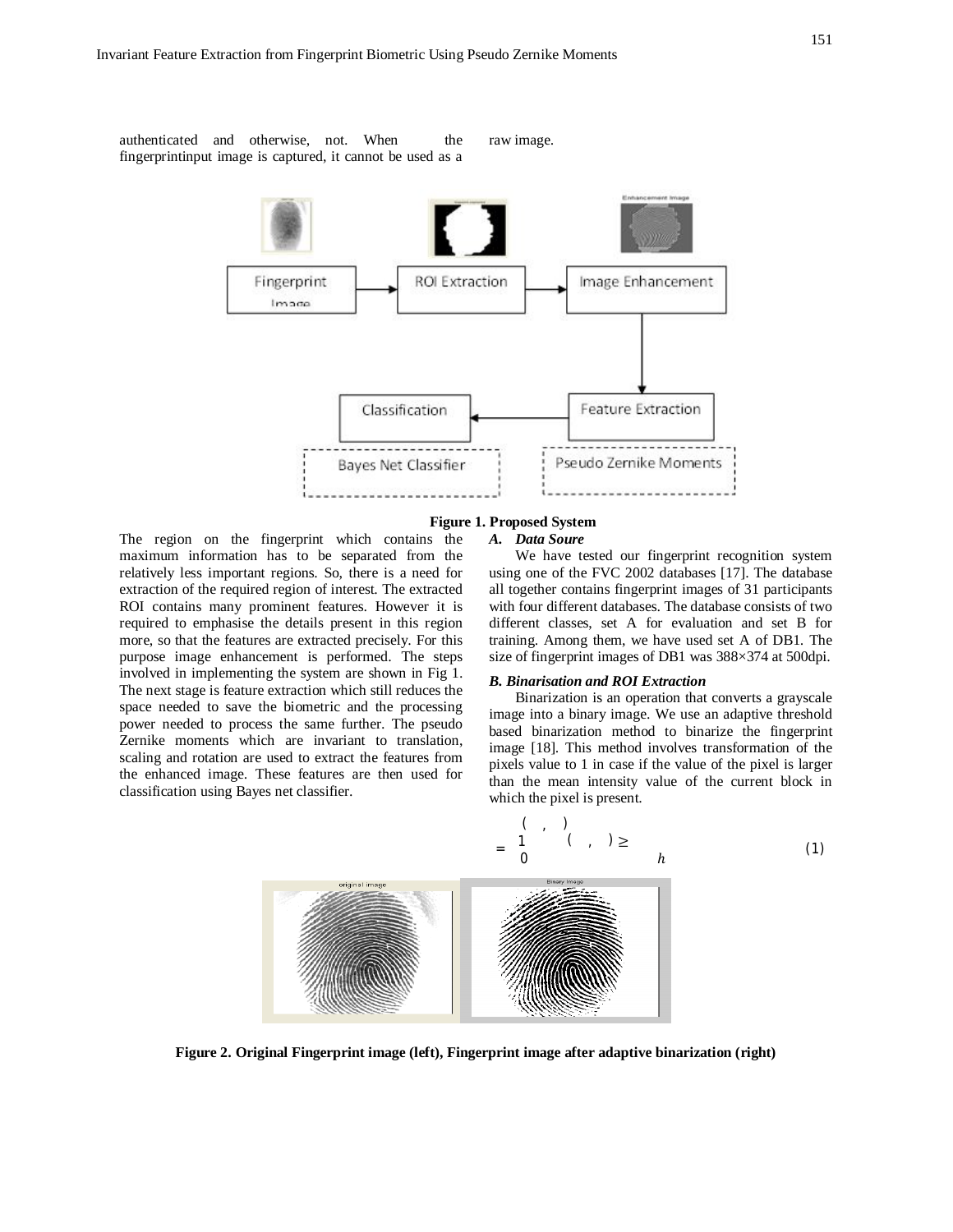authenticated and otherwise, not. When the fingerprintinput image is captured, it cannot be used as a raw image.

Fingerprint Image

ROI Extraction

Image Enhancement

Feature Extraction

Classification

Bayes Net Classifier

Pseudo Zernike Moments

**Figure 1. Proposed System**

The region on the fingerprint which contains the maximum information has to be separated from the relatively less important regions. So, there is a need for extraction of the required region of interest. The extracted ROI contains many prominent features. However it is required to emphasise the details present in this region more, so that the features are extracted precisely. For this purpose image enhancement is performed. The steps involved in implementing the system are shown in Fig 1. The next stage is feature extraction which still reduces the space needed to save the biometric and the processing power needed to process the same further. The pseudo Zernike moments which are invariant to translation, scaling and rotation are used to extract the features from the enhanced image. These features are then used for classification using Bayes net classifier.

### *A. Data Soure*

We have tested our fingerprint recognition system using one of the FVC 2002 databases [17]. The database all together contains fingerprint images of 31 participants with four different databases. The database consists of two different classes, set A for evaluation and set B for training. Among them, we have used set A of DB1. The size of fingerprint images of DB1 was 388×374 at 500dpi.

### *B. Binarisation and ROI Extraction*

Binarization is an operation that converts a grayscale image into a binary image. We use an adaptive threshold based binarization method to binarize the fingerprint image [18]. This method involves transformation of the pixels value to 1 in case if the value of the pixel is larger than the mean intensity value of the current block in which the pixel is present.

$$( \ , \ ) = \begin{cases} 1 & ( \ , \ ) \geq \\ 0 & h \end{cases} \quad (1)$$

**Figure 2. Original Fingerprint image (left), Fingerprint image after adaptive binarization (right)**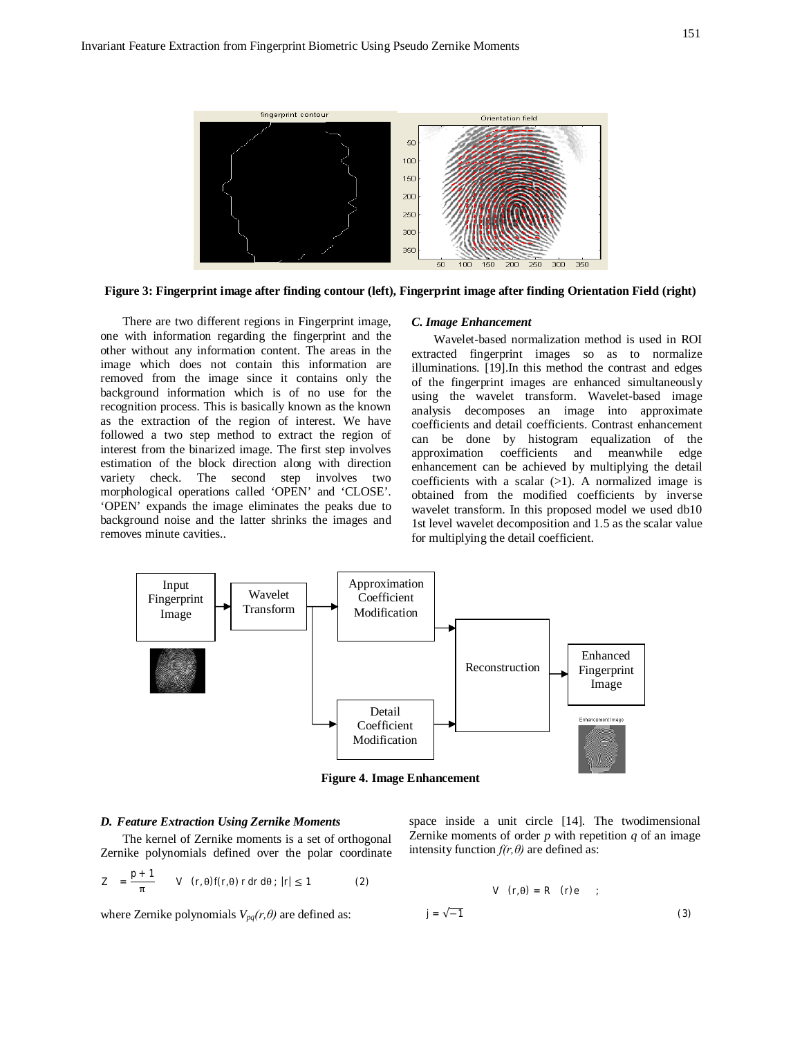Figure 3: Fingerprint image after finding contour (left), Fingerprint image after finding Orientation Field (right)

There are two different regions in Fingerprint image, one with information regarding the fingerprint and the other without any information content. The areas in the image which does not contain this information are removed from the image since it contains only the background information which is of no use for the recognition process. This is basically known as the known as the extraction of the region of interest. We have followed a two step method to extract the region of interest from the binarized image. The first step involves estimation of the block direction along with direction variety check. The second step involves two morphological operations called 'OPEN' and 'CLOSE'. 'OPEN' expands the image eliminates the peaks due to background noise and the latter shrinks the images and removes minute cavities..

### *C. Image Enhancement*

Wavelet-based normalization method is used in ROI extracted fingerprint images so as to normalize illuminations. [19].In this method the contrast and edges of the fingerprint images are enhanced simultaneously using the wavelet transform. Wavelet-based image analysis decomposes an image into approximate coefficients and detail coefficients. Contrast enhancement can be done by histogram equalization of the approximation coefficients and meanwhile edge enhancement can be achieved by multiplying the detail coefficients with a scalar (>1). A normalized image is obtained from the modified coefficients by inverse wavelet transform. In this proposed model we used db10 1st level wavelet decomposition and 1.5 as the scalar value for multiplying the detail coefficient.

Input Fingerprint Image
Wavelet Transform
Approximation Coefficient Modification
Detail Coefficient Modification
Reconstruction
Enhanced Fingerprint Image
Enhancement Image

**Figure 4. Image Enhancement**

### *D. Feature Extraction Using Zernike Moments*

The kernel of Zernike moments is a set of orthogonal Zernike polynomials defined over the polar coordinate space inside a unit circle [14]. The twodimensional Zernike moments of order *p* with repetition *q* of an image intensity function *f(r,θ)* are defined as:

$$Z_{pq} = \frac{p+1}{\pi} \iint V_{pq}(r,\theta) f(r,\theta)\, r\, dr\, d\theta \; ; \; |r| \le 1 \qquad (2)$$

where Zernike polynomials $V_{pq}(r,\theta)$ are defined as:

$$V_{pq}(r,\theta) = R_{pq}(r) e^{-jq\theta} \; ; \quad j = \sqrt{-1} \qquad (3)$$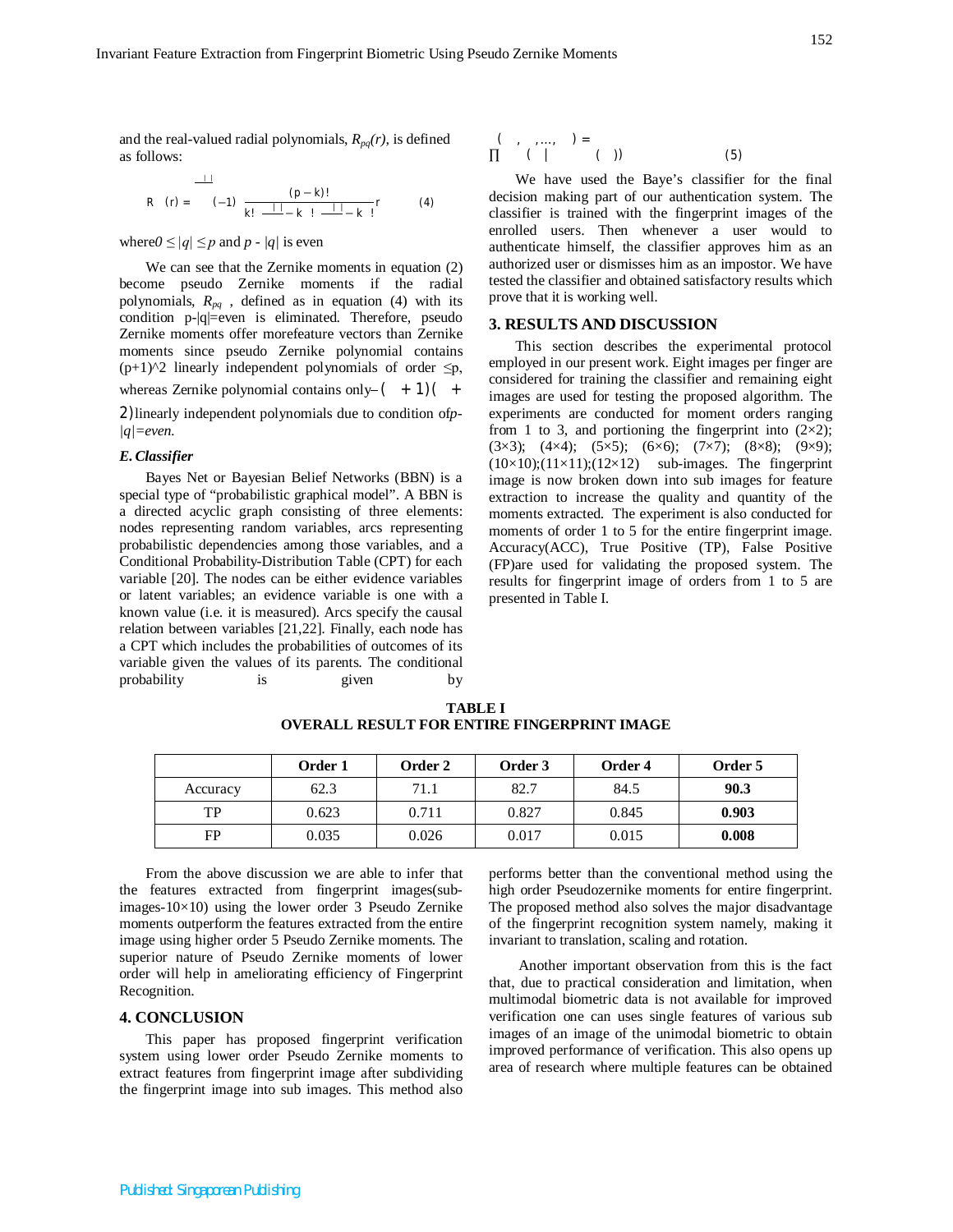and the real-valued radial polynomials, $R_{pq}(r)$, is defined as follows:

$$R_{pq}(r) = \sum_{k=0}^{\frac{p-|q|}{2}} (-1)^k \frac{(p-k)!}{k!\left(\frac{p+|q|}{2}-k\right)!\left(\frac{p-|q|}{2}-k\right)!} r^{p-2k} \quad (4)$$

where $0 \leq |q| \leq p$ and $p - |q|$ is even

We can see that the Zernike moments in equation (2) become pseudo Zernike moments if the radial polynomials, $R_{pq}$ , defined as in equation (4) with its condition p-|q|=even is eliminated. Therefore, pseudo Zernike moments offer morefeature vectors than Zernike moments since pseudo Zernike polynomial contains (p+1)^2 linearly independent polynomials of order ≤p, whereas Zernike polynomial contains only $\frac{1}{2}(p+1)(p+2)$ linearly independent polynomials due to condition of *p-|q|=even.*

### *E. Classifier*

Bayes Net or Bayesian Belief Networks (BBN) is a special type of "probabilistic graphical model". A BBN is a directed acyclic graph consisting of three elements: nodes representing random variables, arcs representing probabilistic dependencies among those variables, and a Conditional Probability-Distribution Table (CPT) for each variable [20]. The nodes can be either evidence variables or latent variables; an evidence variable is one with a known value (i.e. it is measured). Arcs specify the causal relation between variables [21,22]. Finally, each node has a CPT which includes the probabilities of outcomes of its variable given the values of its parents. The conditional probability is given by

$$P(x_1, x_2, \ldots, x_n) = \prod_{i=1}^{n} P(x_i \mid Parents(x_i)) \quad (5)$$

We have used the Baye's classifier for the final decision making part of our authentication system. The classifier is trained with the fingerprint images of the enrolled users. Then whenever a user would to authenticate himself, the classifier approves him as an authorized user or dismisses him as an impostor. We have tested the classifier and obtained satisfactory results which prove that it is working well.

## 3. RESULTS AND DISCUSSION

This section describes the experimental protocol employed in our present work. Eight images per finger are considered for training the classifier and remaining eight images are used for testing the proposed algorithm. The experiments are conducted for moment orders ranging from 1 to 3, and portioning the fingerprint into (2×2); (3×3); (4×4); (5×5); (6×6); (7×7); (8×8); (9×9); (10×10);(11×11);(12×12) sub-images. The fingerprint image is now broken down into sub images for feature extraction to increase the quality and quantity of the moments extracted. The experiment is also conducted for moments of order 1 to 5 for the entire fingerprint image. Accuracy(ACC), True Positive (TP), False Positive (FP)are used for validating the proposed system. The results for fingerprint image of orders from 1 to 5 are presented in Table I.

**TABLE I**
**OVERALL RESULT FOR ENTIRE FINGERPRINT IMAGE**

| | Order 1 | Order 2 | Order 3 | Order 4 | Order 5 |
|---|---|---|---|---|---|
| Accuracy | 62.3 | 71.1 | 82.7 | 84.5 | **90.3** |
| TP | 0.623 | 0.711 | 0.827 | 0.845 | **0.903** |
| FP | 0.035 | 0.026 | 0.017 | 0.015 | **0.008** |

From the above discussion we are able to infer that the features extracted from fingerprint images(sub-images-10×10) using the lower order 3 Pseudo Zernike moments outperform the features extracted from the entire image using higher order 5 Pseudo Zernike moments. The superior nature of Pseudo Zernike moments of lower order will help in ameliorating efficiency of Fingerprint Recognition.

## 4. CONCLUSION

This paper has proposed fingerprint verification system using lower order Pseudo Zernike moments to extract features from fingerprint image after subdividing the fingerprint image into sub images. This method also performs better than the conventional method using the high order Pseudozernike moments for entire fingerprint. The proposed method also solves the major disadvantage of the fingerprint recognition system namely, making it invariant to translation, scaling and rotation.

Another important observation from this is the fact that, due to practical consideration and limitation, when multimodal biometric data is not available for improved verification one can uses single features of various sub images of an image of the unimodal biometric to obtain improved performance of verification. This also opens up area of research where multiple features can be obtained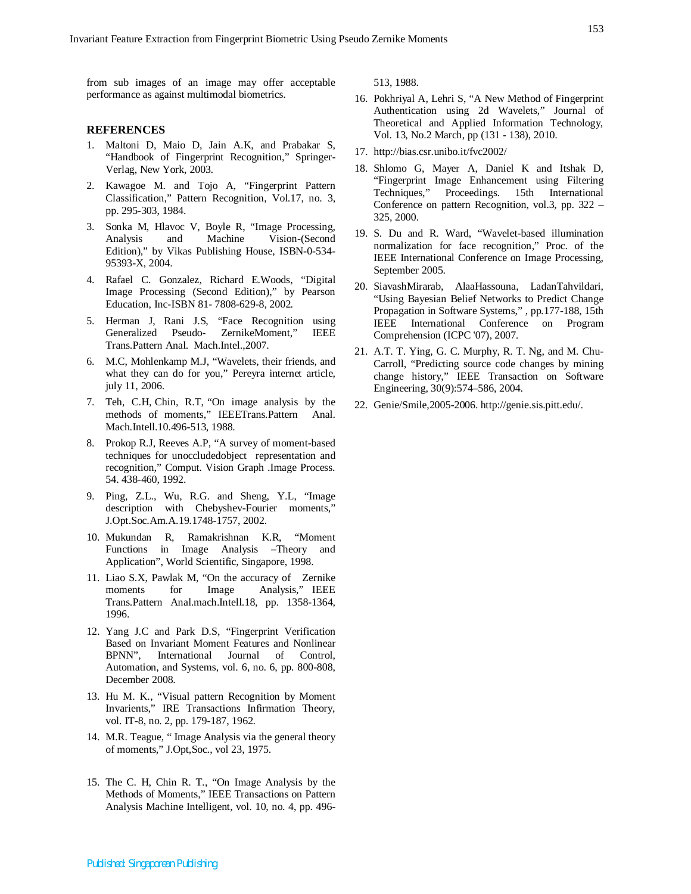from sub images of an image may offer acceptable performance as against multimodal biometrics.

## REFERENCES

1. Maltoni D, Maio D, Jain A.K, and Prabakar S, "Handbook of Fingerprint Recognition," Springer-Verlag, New York, 2003.
2. Kawagoe M. and Tojo A, "Fingerprint Pattern Classification," Pattern Recognition, Vol.17, no. 3, pp. 295-303, 1984.
3. Sonka M, Hlavoc V, Boyle R, "Image Processing, Analysis and Machine Vision-(Second Edition)," by Vikas Publishing House, ISBN-0-534-95393-X, 2004.
4. Rafael C. Gonzalez, Richard E.Woods, "Digital Image Processing (Second Edition)," by Pearson Education, Inc-ISBN 81- 7808-629-8, 2002.
5. Herman J, Rani J.S, "Face Recognition using Generalized Pseudo- ZernikeMoment," IEEE Trans.Pattern Anal. Mach.Intel.,2007.
6. M.C, Mohlenkamp M.J, "Wavelets, their friends, and what they can do for you," Pereyra internet article, july 11, 2006.
7. Teh, C.H, Chin, R.T, "On image analysis by the methods of moments," IEEETrans.Pattern Anal. Mach.Intell.10.496-513, 1988.
8. Prokop R.J, Reeves A.P, "A survey of moment-based techniques for unoccludedobject representation and recognition," Comput. Vision Graph .Image Process. 54. 438-460, 1992.
9. Ping, Z.L., Wu, R.G. and Sheng, Y.L, "Image description with Chebyshev-Fourier moments," J.Opt.Soc.Am.A.19.1748-1757, 2002.
10. Mukundan R, Ramakrishnan K.R, "Moment Functions in Image Analysis –Theory and Application", World Scientific, Singapore, 1998.
11. Liao S.X, Pawlak M, "On the accuracy of Zernike moments for Image Analysis," IEEE Trans.Pattern Anal.mach.Intell.18, pp. 1358-1364, 1996.
12. Yang J.C and Park D.S, "Fingerprint Verification Based on Invariant Moment Features and Nonlinear BPNN", International Journal of Control, Automation, and Systems, vol. 6, no. 6, pp. 800-808, December 2008.
13. Hu M. K., "Visual pattern Recognition by Moment Invarients," IRE Transactions Infirmation Theory, vol. IT-8, no. 2, pp. 179-187, 1962.
14. M.R. Teague, " Image Analysis via the general theory of moments," J.Opt,Soc., vol 23, 1975.
15. The C. H, Chin R. T., "On Image Analysis by the Methods of Moments," IEEE Transactions on Pattern Analysis Machine Intelligent, vol. 10, no. 4, pp. 496-513, 1988.
16. Pokhriyal A, Lehri S, "A New Method of Fingerprint Authentication using 2d Wavelets," Journal of Theoretical and Applied Information Technology, Vol. 13, No.2 March, pp (131 - 138), 2010.
17. http://bias.csr.unibo.it/fvc2002/
18. Shlomo G, Mayer A, Daniel K and Itshak D, "Fingerprint Image Enhancement using Filtering Techniques," Proceedings. 15th International Conference on pattern Recognition, vol.3, pp. 322 – 325, 2000.
19. S. Du and R. Ward, "Wavelet-based illumination normalization for face recognition," Proc. of the IEEE International Conference on Image Processing, September 2005.
20. SiavashMirarab, AlaaHassouna, LadanTahvildari, "Using Bayesian Belief Networks to Predict Change Propagation in Software Systems," , pp.177-188, 15th IEEE International Conference on Program Comprehension (ICPC '07), 2007.
21. A.T. T. Ying, G. C. Murphy, R. T. Ng, and M. Chu-Carroll, "Predicting source code changes by mining change history," IEEE Transaction on Software Engineering, 30(9):574–586, 2004.
22. Genie/Smile,2005-2006. http://genie.sis.pitt.edu/.